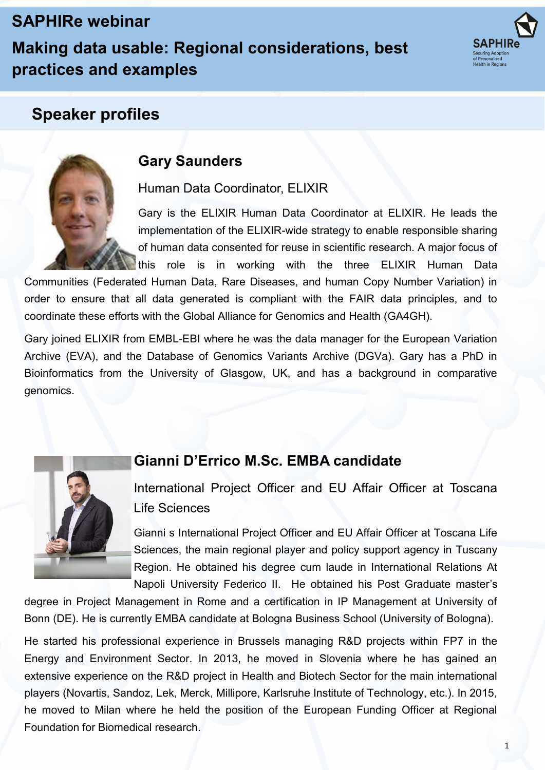# SAPHIRe webinar

## Making data usable: Regional considerations, best practices and examples

## Speaker profiles

### Gary Saunders

Human Data Coordinator, ELIXIR

Gary is the ELIXIR Human Data Coordinator at ELIXIR. He leads the implementation of the ELIXIR-wide strategy to enable responsible sharing of human data consented for reuse in scientific research. A major focus of this role is in working with the three ELIXIR Human Data Communities (Federated Human Data, Rare Diseases, and human Copy Number Variation) in order to ensure that all data generated is compliant with the FAIR data principles, and to coordinate these efforts with the Global Alliance for Genomics and Health (GA4GH).

Gary joined ELIXIR from EMBL-EBI where he was the data manager for the European Variation Archive (EVA), and the Database of Genomics Variants Archive (DGVa). Gary has a PhD in Bioinformatics from the University of Glasgow, UK, and has a background in comparative genomics.

### Gianni D'Errico M.Sc. EMBA candidate

International Project Officer and EU Affair Officer at Toscana Life Sciences

Gianni s International Project Officer and EU Affair Officer at Toscana Life Sciences, the main regional player and policy support agency in Tuscany Region. He obtained his degree cum laude in International Relations At Napoli University Federico II. He obtained his Post Graduate master's degree in Project Management in Rome and a certification in IP Management at University of Bonn (DE). He is currently EMBA candidate at Bologna Business School (University of Bologna).

He started his professional experience in Brussels managing R&D projects within FP7 in the Energy and Environment Sector. In 2013, he moved in Slovenia where he has gained an extensive experience on the R&D project in Health and Biotech Sector for the main international players (Novartis, Sandoz, Lek, Merck, Millipore, Karlsruhe Institute of Technology, etc.). In 2015, he moved to Milan where he held the position of the European Funding Officer at Regional Foundation for Biomedical research.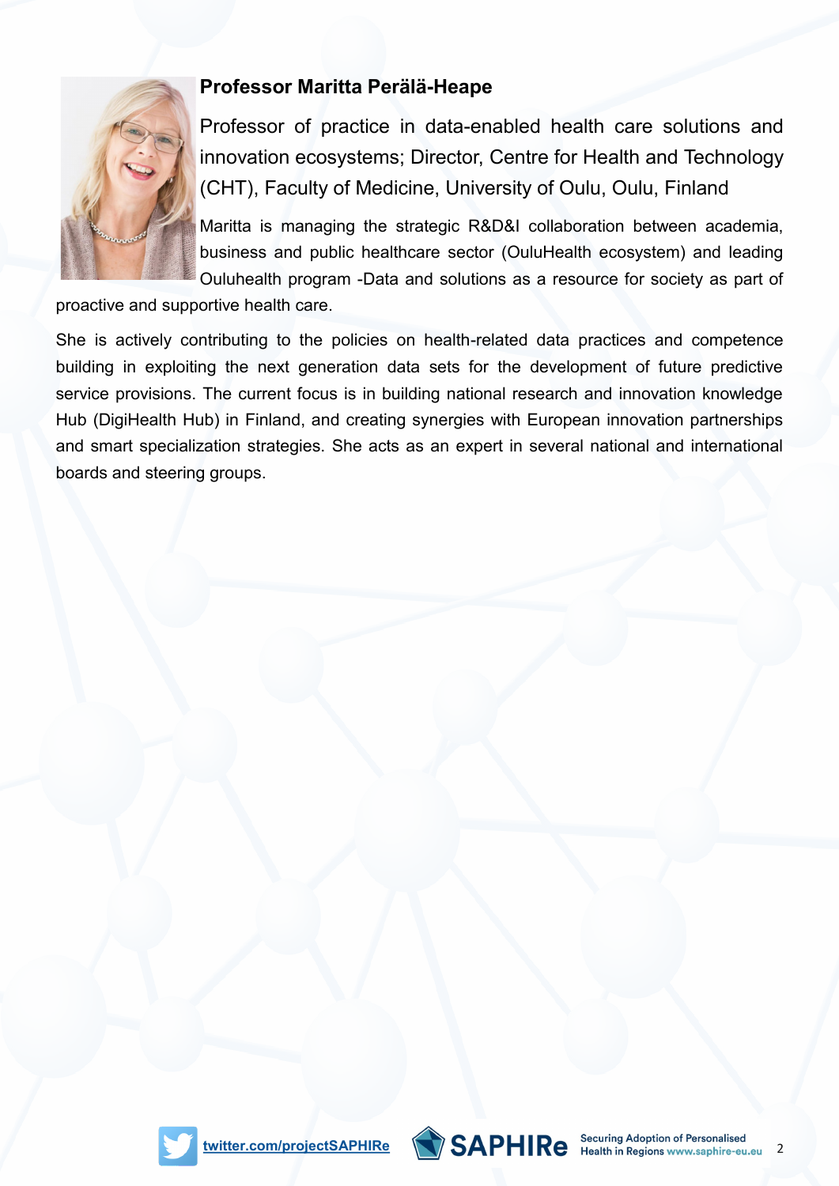**Professor Maritta Perälä-Heape**

Professor of practice in data-enabled health care solutions and innovation ecosystems; Director, Centre for Health and Technology (CHT), Faculty of Medicine, University of Oulu, Oulu, Finland

Maritta is managing the strategic R&D&I collaboration between academia, business and public healthcare sector (OuluHealth ecosystem) and leading Ouluhealth program -Data and solutions as a resource for society as part of proactive and supportive health care.

She is actively contributing to the policies on health-related data practices and competence building in exploiting the next generation data sets for the development of future predictive service provisions. The current focus is in building national research and innovation knowledge Hub (DigiHealth Hub) in Finland, and creating synergies with European innovation partnerships and smart specialization strategies. She acts as an expert in several national and international boards and steering groups.